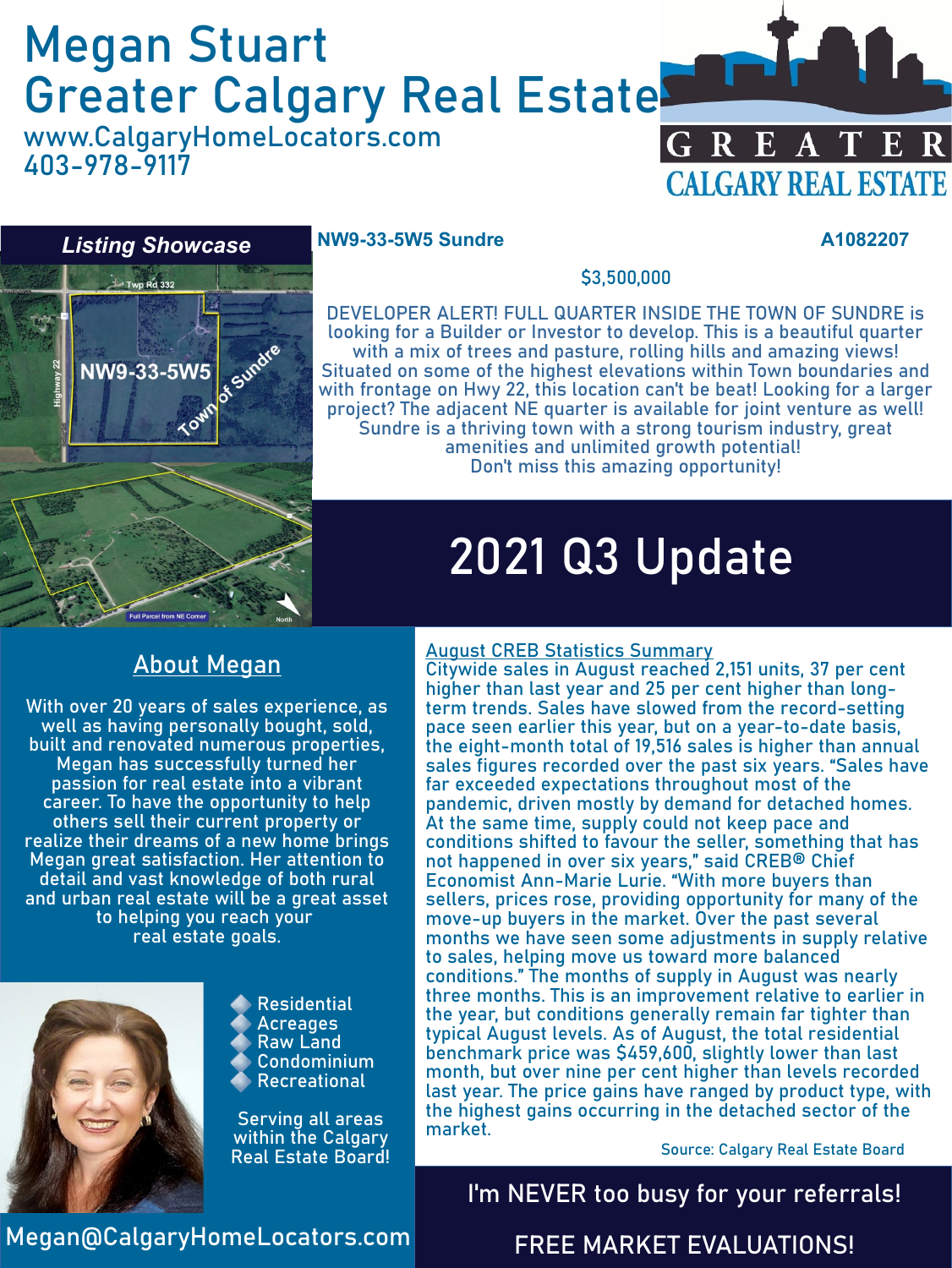# Megan Stuart
# Greater Calgary Real Estate

www.CalgaryHomeLocators.com
403-978-9117

GREATER CALGARY REAL ESTATE

## *Listing Showcase*

**NW9-33-5W5 Sundre** **A1082207**

$3,500,000

DEVELOPER ALERT! FULL QUARTER INSIDE THE TOWN OF SUNDRE is looking for a Builder or Investor to develop. This is a beautiful quarter with a mix of trees and pasture, rolling hills and amazing views! Situated on some of the highest elevations within Town boundaries and with frontage on Hwy 22, this location can't be beat! Looking for a larger project? The adjacent NE quarter is available for joint venture as well! Sundre is a thriving town with a strong tourism industry, great amenities and unlimited growth potential!
Don't miss this amazing opportunity!

# 2021 Q3 Update

## About Megan

With over 20 years of sales experience, as well as having personally bought, sold, built and renovated numerous properties, Megan has successfully turned her passion for real estate into a vibrant career. To have the opportunity to help others sell their current property or realize their dreams of a new home brings Megan great satisfaction. Her attention to detail and vast knowledge of both rural and urban real estate will be a great asset to helping you reach your real estate goals.

- Residential
- Acreages
- Raw Land
- Condominium
- Recreational

Serving all areas within the Calgary Real Estate Board!

Megan@CalgaryHomeLocators.com

## August CREB Statistics Summary

Citywide sales in August reached 2,151 units, 37 per cent higher than last year and 25 per cent higher than long-term trends. Sales have slowed from the record-setting pace seen earlier this year, but on a year-to-date basis, the eight-month total of 19,516 sales is higher than annual sales figures recorded over the past six years. "Sales have far exceeded expectations throughout most of the pandemic, driven mostly by demand for detached homes. At the same time, supply could not keep pace and conditions shifted to favour the seller, something that has not happened in over six years," said CREB® Chief Economist Ann-Marie Lurie. "With more buyers than sellers, prices rose, providing opportunity for many of the move-up buyers in the market. Over the past several months we have seen some adjustments in supply relative to sales, helping move us toward more balanced conditions." The months of supply in August was nearly three months. This is an improvement relative to earlier in the year, but conditions generally remain far tighter than typical August levels. As of August, the total residential benchmark price was $459,600, slightly lower than last month, but over nine per cent higher than levels recorded last year. The price gains have ranged by product type, with the highest gains occurring in the detached sector of the market.

Source: Calgary Real Estate Board

I'm NEVER too busy for your referrals!

FREE MARKET EVALUATIONS!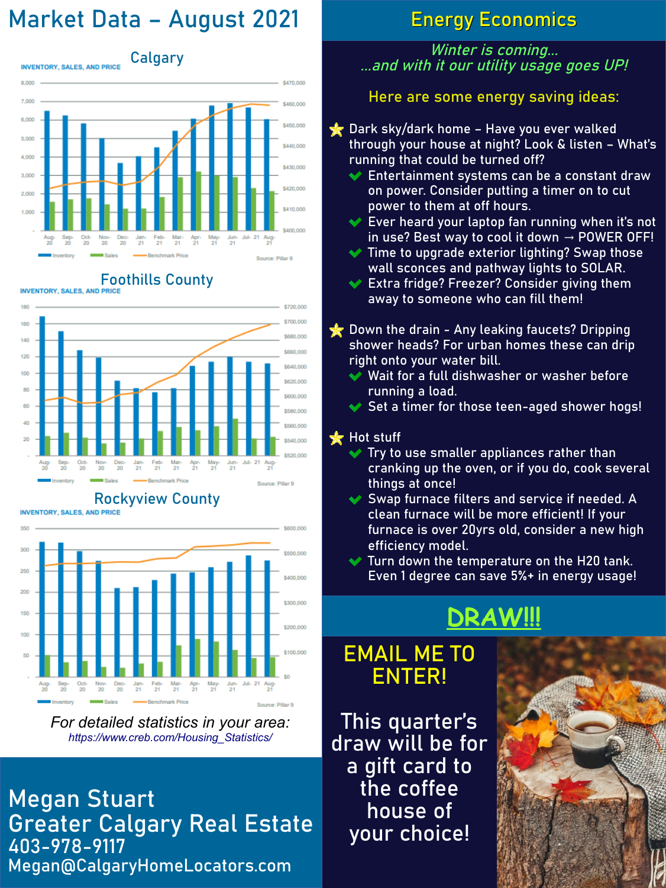# Market Data – August 2021

## Calgary

INVENTORY, SALES, AND PRICE

8,000
7,000
6,000
5,000
4,000
3,000
2,000
1,000
-

$470,000
$460,000
$450,000
$440,000
$430,000
$420,000
$410,000
$400,000

Aug-20 Sep-20 Oct-20 Nov-20 Dec-20 Jan-21 Feb-21 Mar-21 Apr-21 May-21 Jun-21 Jul-21 Aug-21

Inventory Sales Benchmark Price

Source: Pillar 9

## Foothills County

INVENTORY, SALES, AND PRICE

180
160
140
120
100
80
60
40
20
-

$720,000
$700,000
$680,000
$660,000
$640,000
$620,000
$600,000
$580,000
$560,000
$540,000
$520,000

Aug-20 Sep-20 Oct-20 Nov-20 Dec-20 Jan-21 Feb-21 Mar-21 Apr-21 May-21 Jun-21 Jul-21 Aug-21

Inventory Sales Benchmark Price

Source: Pillar 9

## Rockyview County

INVENTORY, SALES, AND PRICE

350
300
250
200
150
100
50
-

$600,000
$500,000
$400,000
$300,000
$200,000
$100,000
$0

Aug-20 Sep-20 Oct-20 Nov-20 Dec-20 Jan-21 Feb-21 Mar-21 Apr-21 May-21 Jun-21 Jul-21 Aug-21

Inventory Sales Benchmark Price

Source: Pillar 9

*For detailed statistics in your area:*
*https://www.creb.com/Housing_Statistics/*

# Energy Economics

*Winter is coming...*
*...and with it our utility usage goes UP!*

Here are some energy saving ideas:

- Dark sky/dark home – Have you ever walked through your house at night? Look & listen – What's running that could be turned off?
  - Entertainment systems can be a constant draw on power. Consider putting a timer on to cut power to them at off hours.
  - Ever heard your laptop fan running when it's not in use? Best way to cool it down → POWER OFF!
  - Time to upgrade exterior lighting? Swap those wall sconces and pathway lights to SOLAR.
  - Extra fridge? Freezer? Consider giving them away to someone who can fill them!

- Down the drain - Any leaking faucets? Dripping shower heads? For urban homes these can drip right onto your water bill.
  - Wait for a full dishwasher or washer before running a load.
  - Set a timer for those teen-aged shower hogs!

- Hot stuff
  - Try to use smaller appliances rather than cranking up the oven, or if you do, cook several things at once!
  - Swap furnace filters and service if needed. A clean furnace will be more efficient! If your furnace is over 20yrs old, consider a new high efficiency model.
  - Turn down the temperature on the H20 tank. Even 1 degree can save 5%+ in energy usage!

## DRAW!!!

EMAIL ME TO ENTER!

This quarter's draw will be for a gift card to the coffee house of your choice!

**Megan Stuart**
**Greater Calgary Real Estate**
403-978-9117
Megan@CalgaryHomeLocators.com